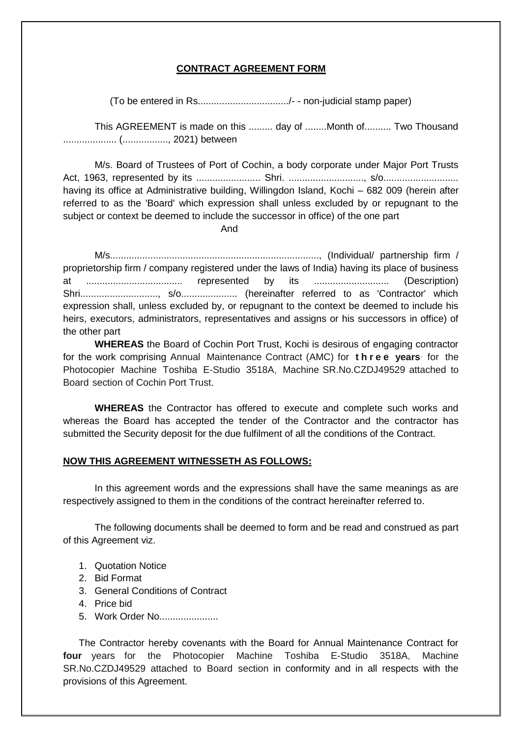**CONTRACT AGREEMENT FORM**

(To be entered in Rs................................./- - non-judicial stamp paper)

This AGREEMENT is made on this ......... day of ........Month of.......... Two Thousand .................... (................., 2021) between

M/s. Board of Trustees of Port of Cochin, a body corporate under Major Port Trusts Act, 1963, represented by its ........................ Shri. ............................, s/o........................... having its office at Administrative building, Willingdon Island, Kochi – 682 009 (herein after referred to as the 'Board' which expression shall unless excluded by or repugnant to the subject or context be deemed to include the successor in office) of the one part

And

M/s.............................................................................., (Individual/ partnership firm / proprietorship firm / company registered under the laws of India) having its place of business at .................................... represented by its ........................... (Description) Shri............................., s/o..................... (hereinafter referred to as 'Contractor' which expression shall, unless excluded by, or repugnant to the context be deemed to include his heirs, executors, administrators, representatives and assigns or his successors in office) of the other part

**WHEREAS** the Board of Cochin Port Trust, Kochi is desirous of engaging contractor for the work comprising Annual Maintenance Contract (AMC) for **three years** for the Photocopier Machine Toshiba E-Studio 3518A, Machine SR.No.CZDJ49529 attached to Board section of Cochin Port Trust.

**WHEREAS** the Contractor has offered to execute and complete such works and whereas the Board has accepted the tender of the Contractor and the contractor has submitted the Security deposit for the due fulfilment of all the conditions of the Contract.

**NOW THIS AGREEMENT WITNESSETH AS FOLLOWS:**

In this agreement words and the expressions shall have the same meanings as are respectively assigned to them in the conditions of the contract hereinafter referred to.

The following documents shall be deemed to form and be read and construed as part of this Agreement viz.

1. Quotation Notice
2. Bid Format
3. General Conditions of Contract
4. Price bid
5. Work Order No......................

The Contractor hereby covenants with the Board for Annual Maintenance Contract for **four** years for the Photocopier Machine Toshiba E-Studio 3518A, Machine SR.No.CZDJ49529 attached to Board section in conformity and in all respects with the provisions of this Agreement.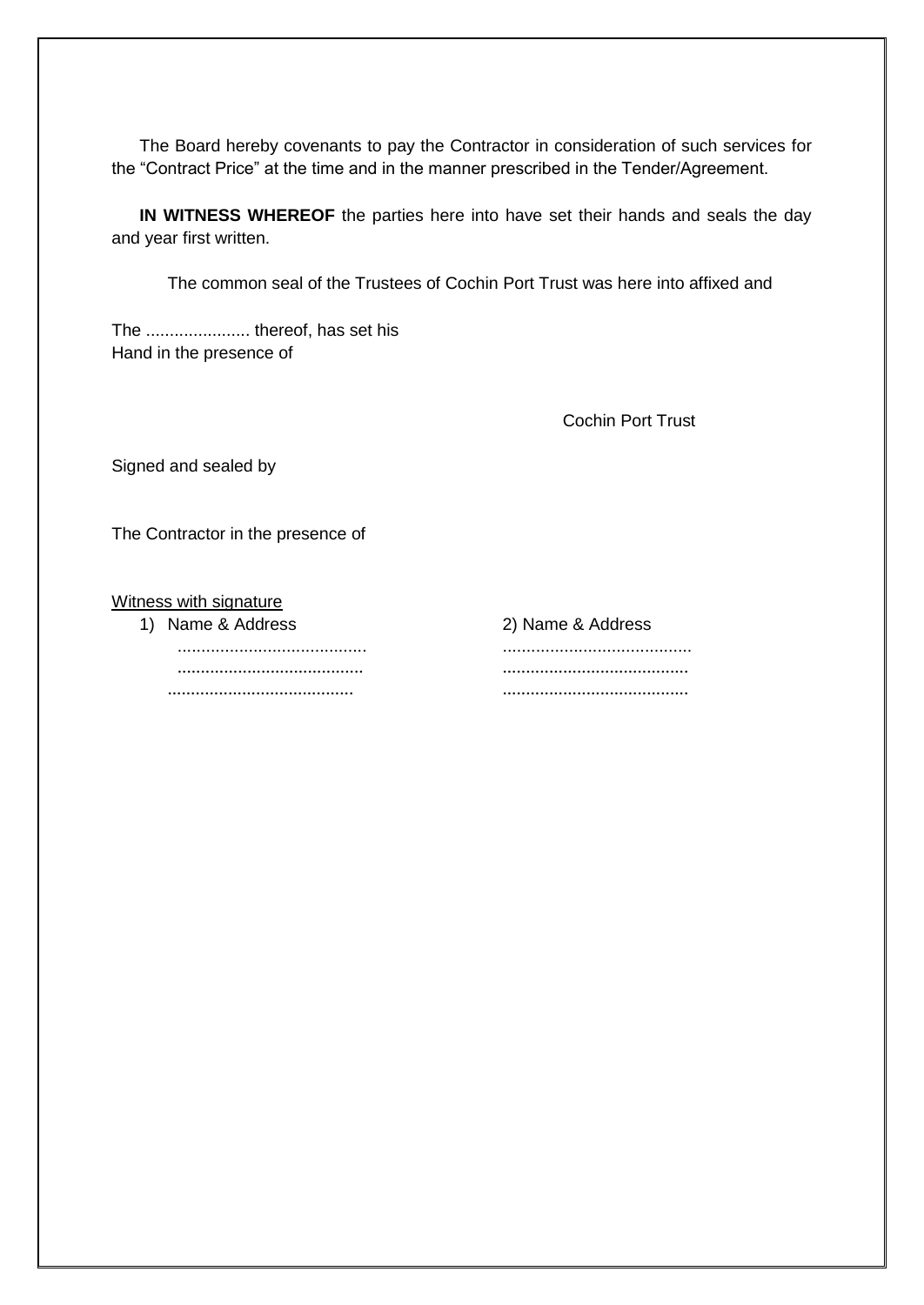The Board hereby covenants to pay the Contractor in consideration of such services for the “Contract Price” at the time and in the manner prescribed in the Tender/Agreement.

**IN WITNESS WHEREOF** the parties here into have set their hands and seals the day and year first written.

The common seal of the Trustees of Cochin Port Trust was here into affixed and

The ...................... thereof, has set his
Hand in the presence of

Cochin Port Trust

Signed and sealed by

The Contractor in the presence of

Witness with signature

1) Name & Address
........................................
........................................
........................................

2) Name & Address
........................................
........................................
........................................